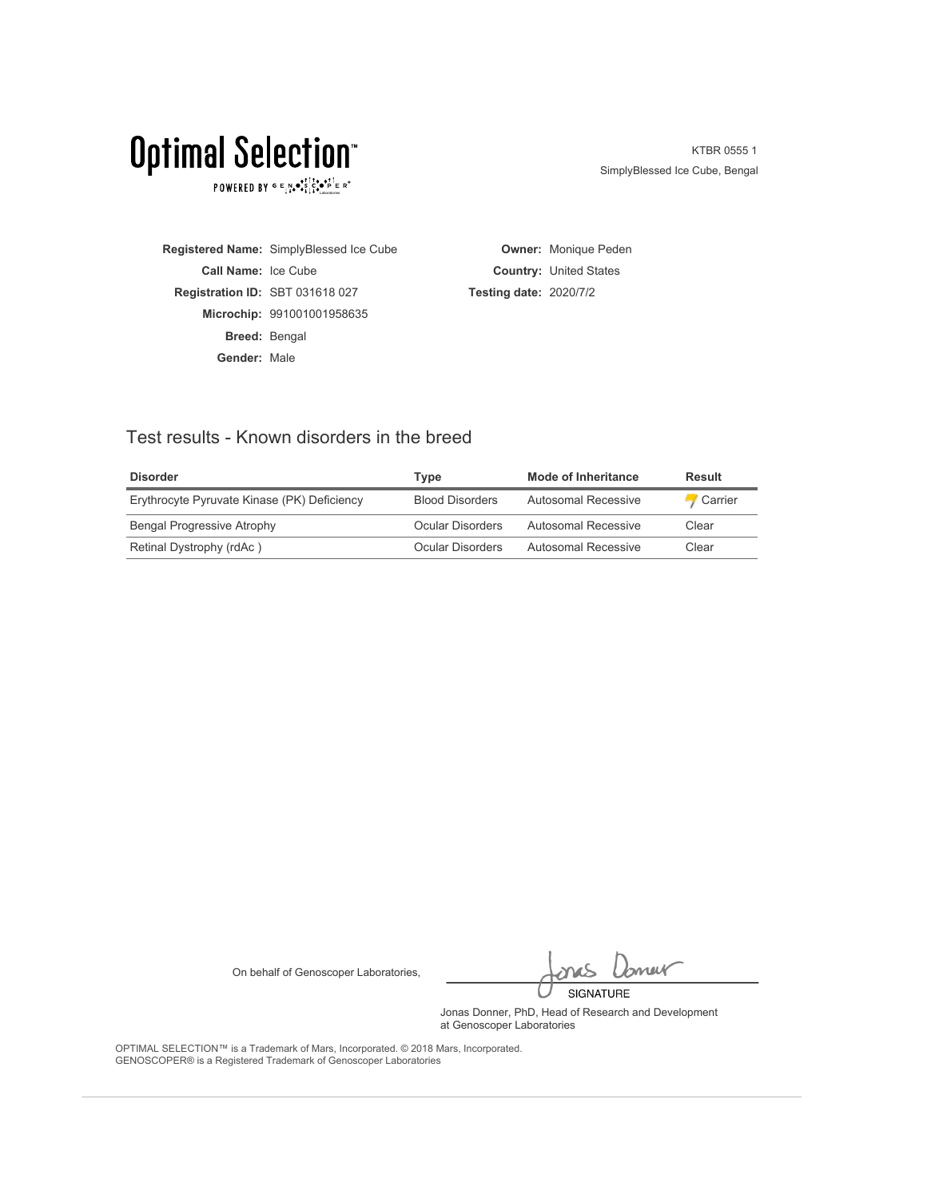# Optimal Selection™

POWERED BY GENOSCOPER®

KTBR 0555 1
SimplyBlessed Ice Cube, Bengal

**Registered Name:** SimplyBlessed Ice Cube
**Call Name:** Ice Cube
**Registration ID:** SBT 031618 027
**Microchip:** 991001001958635
**Breed:** Bengal
**Gender:** Male

**Owner:** Monique Peden
**Country:** United States
**Testing date:** 2020/7/2

## Test results - Known disorders in the breed

| Disorder | Type | Mode of Inheritance | Result |
|---|---|---|---|
| Erythrocyte Pyruvate Kinase (PK) Deficiency | Blood Disorders | Autosomal Recessive | Carrier |
| Bengal Progressive Atrophy | Ocular Disorders | Autosomal Recessive | Clear |
| Retinal Dystrophy (rdAc ) | Ocular Disorders | Autosomal Recessive | Clear |

On behalf of Genoscoper Laboratories,

SIGNATURE

Jonas Donner, PhD, Head of Research and Development
at Genoscoper Laboratories

OPTIMAL SELECTION™ is a Trademark of Mars, Incorporated. © 2018 Mars, Incorporated.
GENOSCOPER® is a Registered Trademark of Genoscoper Laboratories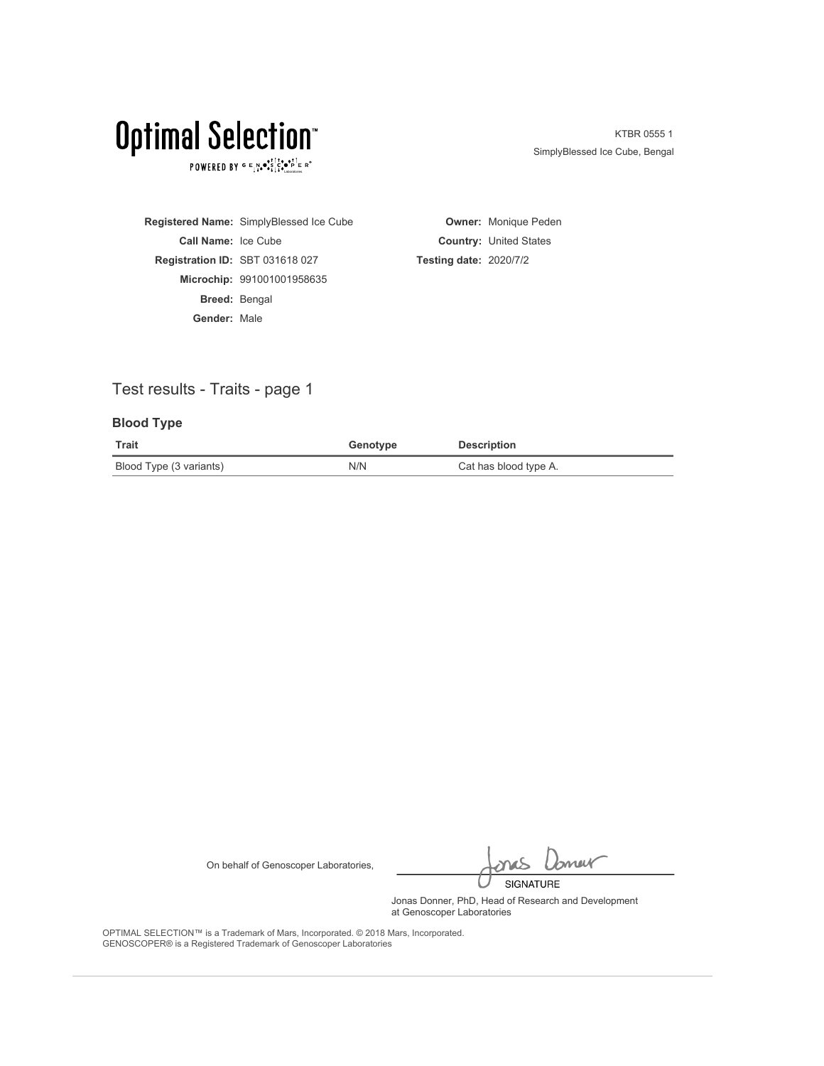# Optimal Selection™

POWERED BY GENOSCOPER® Laboratories

KTBR 0555 1
SimplyBlessed Ice Cube, Bengal

**Registered Name:** SimplyBlessed Ice Cube
**Call Name:** Ice Cube
**Registration ID:** SBT 031618 027
**Microchip:** 991001001958635
**Breed:** Bengal
**Gender:** Male

**Owner:** Monique Peden
**Country:** United States
**Testing date:** 2020/7/2

## Test results - Traits - page 1

### Blood Type

| Trait | Genotype | Description |
| --- | --- | --- |
| Blood Type (3 variants) | N/N | Cat has blood type A. |

On behalf of Genoscoper Laboratories,

SIGNATURE

Jonas Donner, PhD, Head of Research and Development
at Genoscoper Laboratories

OPTIMAL SELECTION™ is a Trademark of Mars, Incorporated. © 2018 Mars, Incorporated.
GENOSCOPER® is a Registered Trademark of Genoscoper Laboratories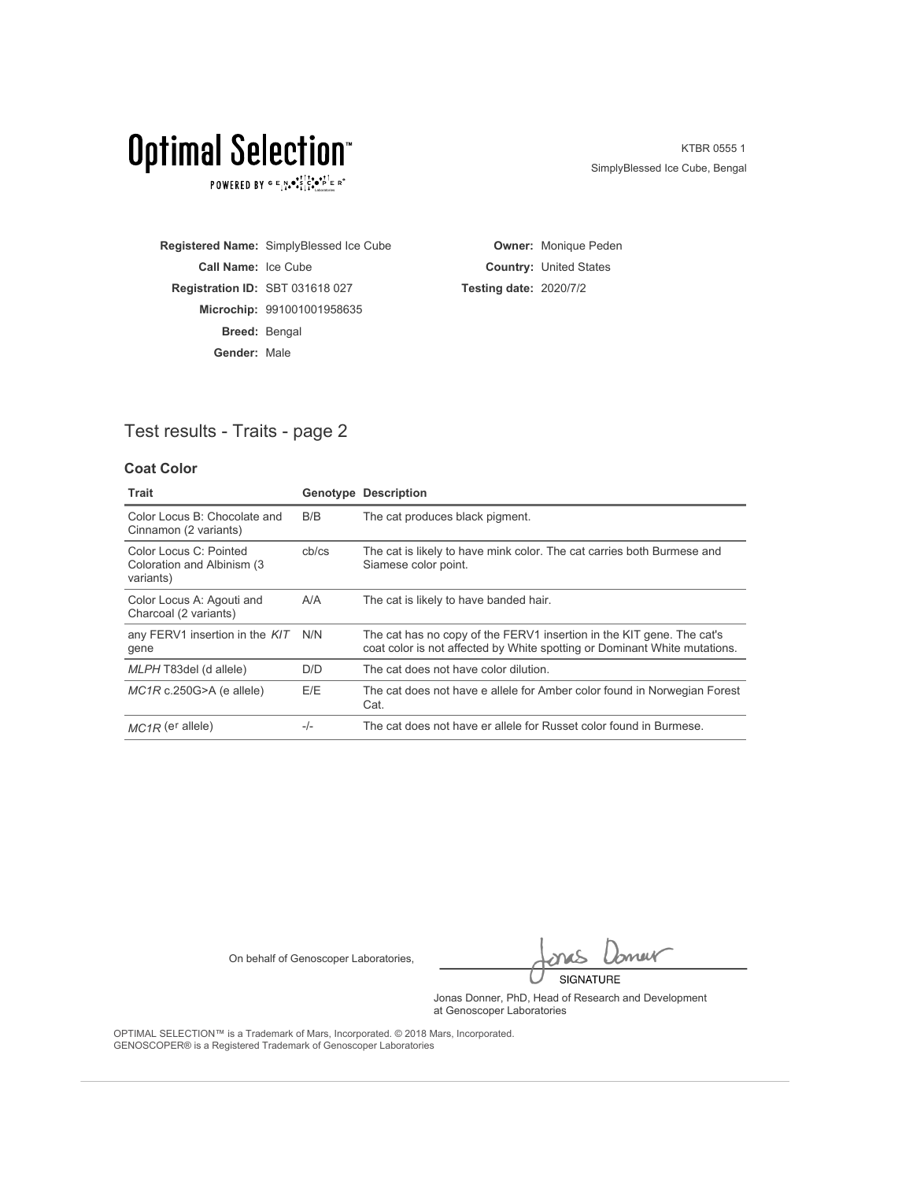# Optimal Selection™

POWERED BY GENOSCOPER® Laboratories

KTBR 0555 1
SimplyBlessed Ice Cube, Bengal

**Registered Name:** SimplyBlessed Ice Cube
**Call Name:** Ice Cube
**Registration ID:** SBT 031618 027
**Microchip:** 991001001958635
**Breed:** Bengal
**Gender:** Male

**Owner:** Monique Peden
**Country:** United States
**Testing date:** 2020/7/2

## Test results - Traits - page 2

### Coat Color

| Trait | Genotype | Description |
|---|---|---|
| Color Locus B: Chocolate and Cinnamon (2 variants) | B/B | The cat produces black pigment. |
| Color Locus C: Pointed Coloration and Albinism (3 variants) | cb/cs | The cat is likely to have mink color. The cat carries both Burmese and Siamese color point. |
| Color Locus A: Agouti and Charcoal (2 variants) | A/A | The cat is likely to have banded hair. |
| any FERV1 insertion in the *KIT* gene | N/N | The cat has no copy of the FERV1 insertion in the KIT gene. The cat's coat color is not affected by White spotting or Dominant White mutations. |
| *MLPH* T83del (d allele) | D/D | The cat does not have color dilution. |
| *MC1R* c.250G>A (e allele) | E/E | The cat does not have e allele for Amber color found in Norwegian Forest Cat. |
| *MC1R* ($e^r$ allele) | -/- | The cat does not have er allele for Russet color found in Burmese. |

On behalf of Genoscoper Laboratories,

SIGNATURE

Jonas Donner, PhD, Head of Research and Development at Genoscoper Laboratories

OPTIMAL SELECTION™ is a Trademark of Mars, Incorporated. © 2018 Mars, Incorporated.
GENOSCOPER® is a Registered Trademark of Genoscoper Laboratories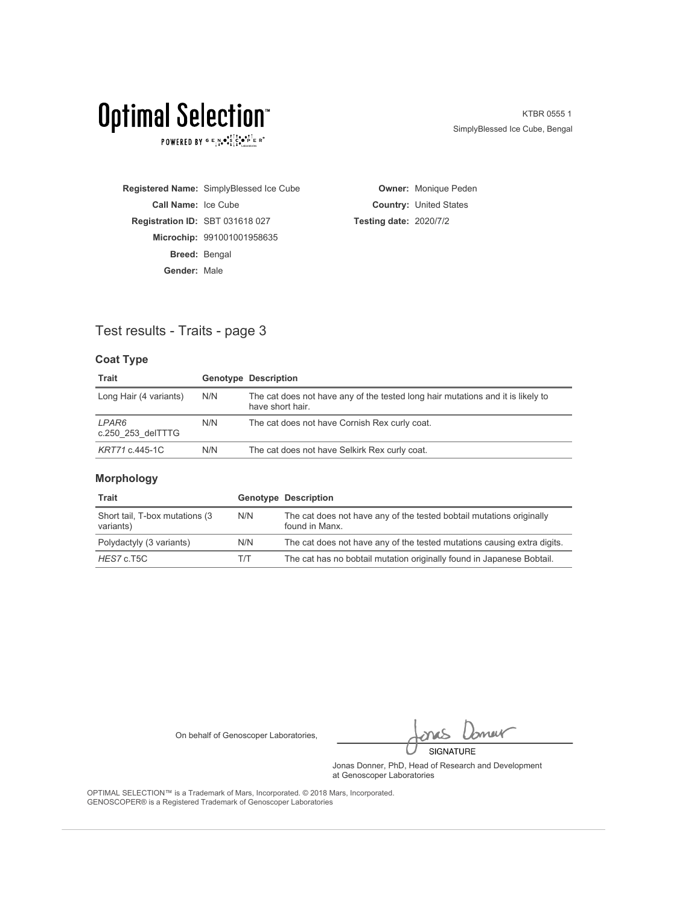# Optimal Selection™

POWERED BY GENOSCOPER®

KTBR 0555 1
SimplyBlessed Ice Cube, Bengal

**Registered Name:** SimplyBlessed Ice Cube
**Call Name:** Ice Cube
**Registration ID:** SBT 031618 027
**Microchip:** 991001001958635
**Breed:** Bengal
**Gender:** Male

**Owner:** Monique Peden
**Country:** United States
**Testing date:** 2020/7/2

## Test results - Traits - page 3

### Coat Type

| Trait | Genotype | Description |
|---|---|---|
| Long Hair (4 variants) | N/N | The cat does not have any of the tested long hair mutations and it is likely to have short hair. |
| *LPAR6* c.250_253_delTTTG | N/N | The cat does not have Cornish Rex curly coat. |
| *KRT71* c.445-1C | N/N | The cat does not have Selkirk Rex curly coat. |

### Morphology

| Trait | Genotype | Description |
|---|---|---|
| Short tail, T-box mutations (3 variants) | N/N | The cat does not have any of the tested bobtail mutations originally found in Manx. |
| Polydactyly (3 variants) | N/N | The cat does not have any of the tested mutations causing extra digits. |
| *HES7* c.T5C | T/T | The cat has no bobtail mutation originally found in Japanese Bobtail. |

On behalf of Genoscoper Laboratories,

SIGNATURE

Jonas Donner, PhD, Head of Research and Development at Genoscoper Laboratories

OPTIMAL SELECTION™ is a Trademark of Mars, Incorporated. © 2018 Mars, Incorporated.
GENOSCOPER® is a Registered Trademark of Genoscoper Laboratories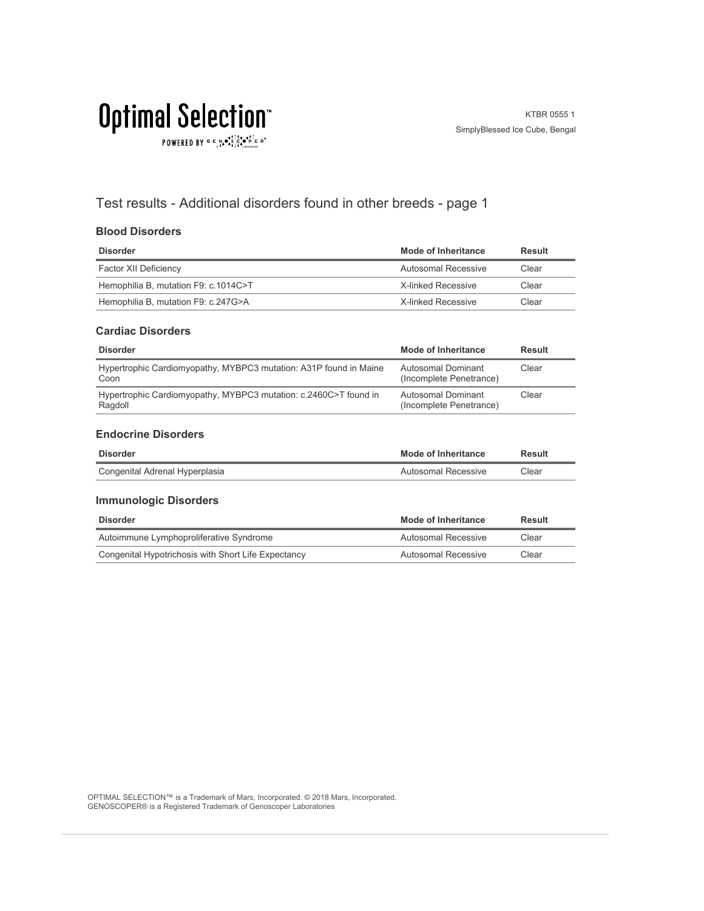# Optimal Selection™

POWERED BY GENOSCOPER®

KTBR 0555 1
SimplyBlessed Ice Cube, Bengal

## Test results - Additional disorders found in other breeds - page 1

### Blood Disorders

| Disorder | Mode of Inheritance | Result |
| --- | --- | --- |
| Factor XII Deficiency | Autosomal Recessive | Clear |
| Hemophilia B, mutation F9: c.1014C>T | X-linked Recessive | Clear |
| Hemophilia B, mutation F9: c.247G>A | X-linked Recessive | Clear |

### Cardiac Disorders

| Disorder | Mode of Inheritance | Result |
| --- | --- | --- |
| Hypertrophic Cardiomyopathy, MYBPC3 mutation: A31P found in Maine Coon | Autosomal Dominant (Incomplete Penetrance) | Clear |
| Hypertrophic Cardiomyopathy, MYBPC3 mutation: c.2460C>T found in Ragdoll | Autosomal Dominant (Incomplete Penetrance) | Clear |

### Endocrine Disorders

| Disorder | Mode of Inheritance | Result |
| --- | --- | --- |
| Congenital Adrenal Hyperplasia | Autosomal Recessive | Clear |

### Immunologic Disorders

| Disorder | Mode of Inheritance | Result |
| --- | --- | --- |
| Autoimmune Lymphoproliferative Syndrome | Autosomal Recessive | Clear |
| Congenital Hypotrichosis with Short Life Expectancy | Autosomal Recessive | Clear |

OPTIMAL SELECTION™ is a Trademark of Mars, Incorporated. © 2018 Mars, Incorporated.
GENOSCOPER® is a Registered Trademark of Genoscoper Laboratories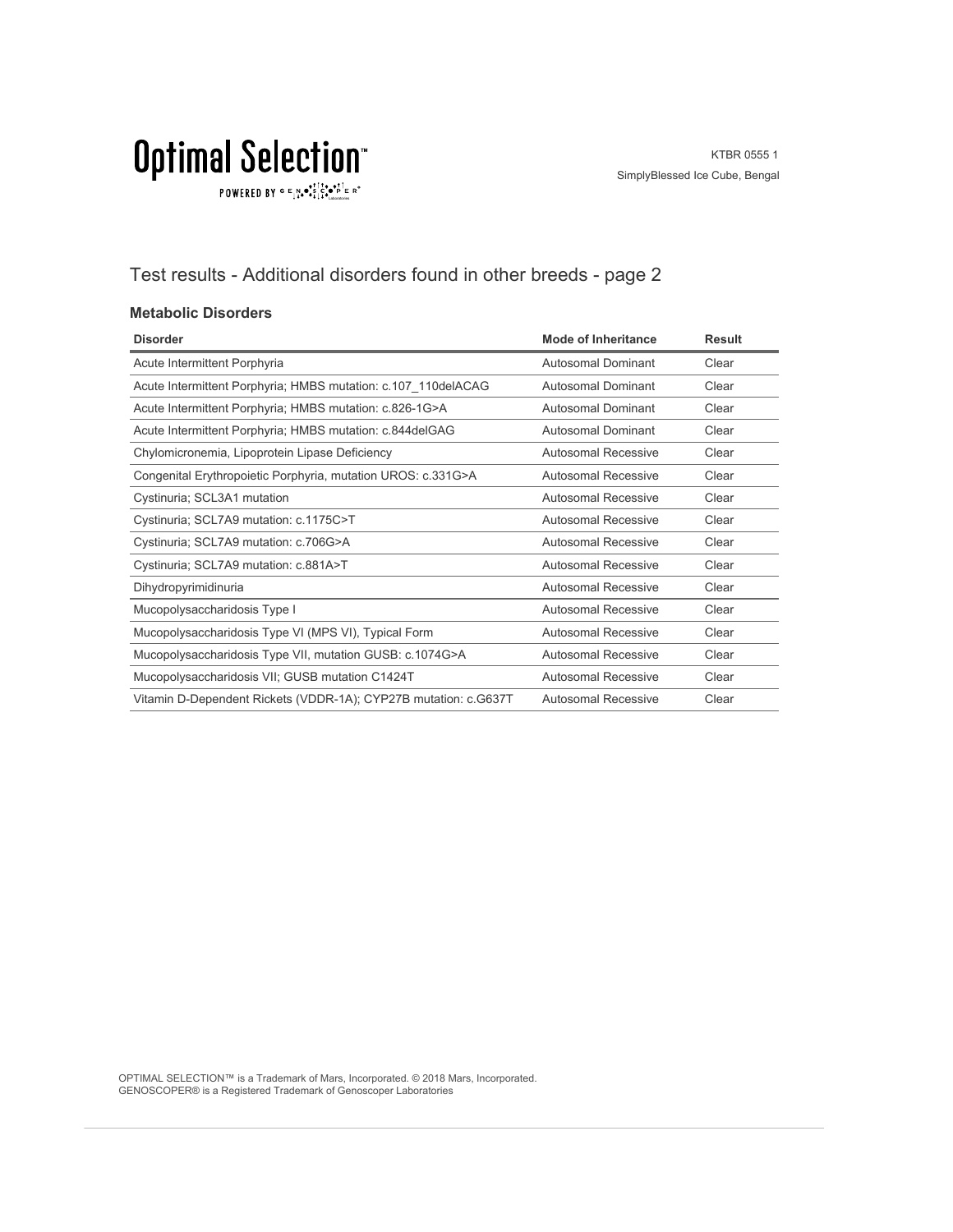## Test results - Additional disorders found in other breeds - page 2

### Metabolic Disorders

| Disorder | Mode of Inheritance | Result |
| --- | --- | --- |
| Acute Intermittent Porphyria | Autosomal Dominant | Clear |
| Acute Intermittent Porphyria; HMBS mutation: c.107_110delACAG | Autosomal Dominant | Clear |
| Acute Intermittent Porphyria; HMBS mutation: c.826-1G>A | Autosomal Dominant | Clear |
| Acute Intermittent Porphyria; HMBS mutation: c.844delGAG | Autosomal Dominant | Clear |
| Chylomicronemia, Lipoprotein Lipase Deficiency | Autosomal Recessive | Clear |
| Congenital Erythropoietic Porphyria, mutation UROS: c.331G>A | Autosomal Recessive | Clear |
| Cystinuria; SCL3A1 mutation | Autosomal Recessive | Clear |
| Cystinuria; SCL7A9 mutation: c.1175C>T | Autosomal Recessive | Clear |
| Cystinuria; SCL7A9 mutation: c.706G>A | Autosomal Recessive | Clear |
| Cystinuria; SCL7A9 mutation: c.881A>T | Autosomal Recessive | Clear |
| Dihydropyrimidinuria | Autosomal Recessive | Clear |
| Mucopolysaccharidosis Type I | Autosomal Recessive | Clear |
| Mucopolysaccharidosis Type VI (MPS VI), Typical Form | Autosomal Recessive | Clear |
| Mucopolysaccharidosis Type VII, mutation GUSB: c.1074G>A | Autosomal Recessive | Clear |
| Mucopolysaccharidosis VII; GUSB mutation C1424T | Autosomal Recessive | Clear |
| Vitamin D-Dependent Rickets (VDDR-1A); CYP27B mutation: c.G637T | Autosomal Recessive | Clear |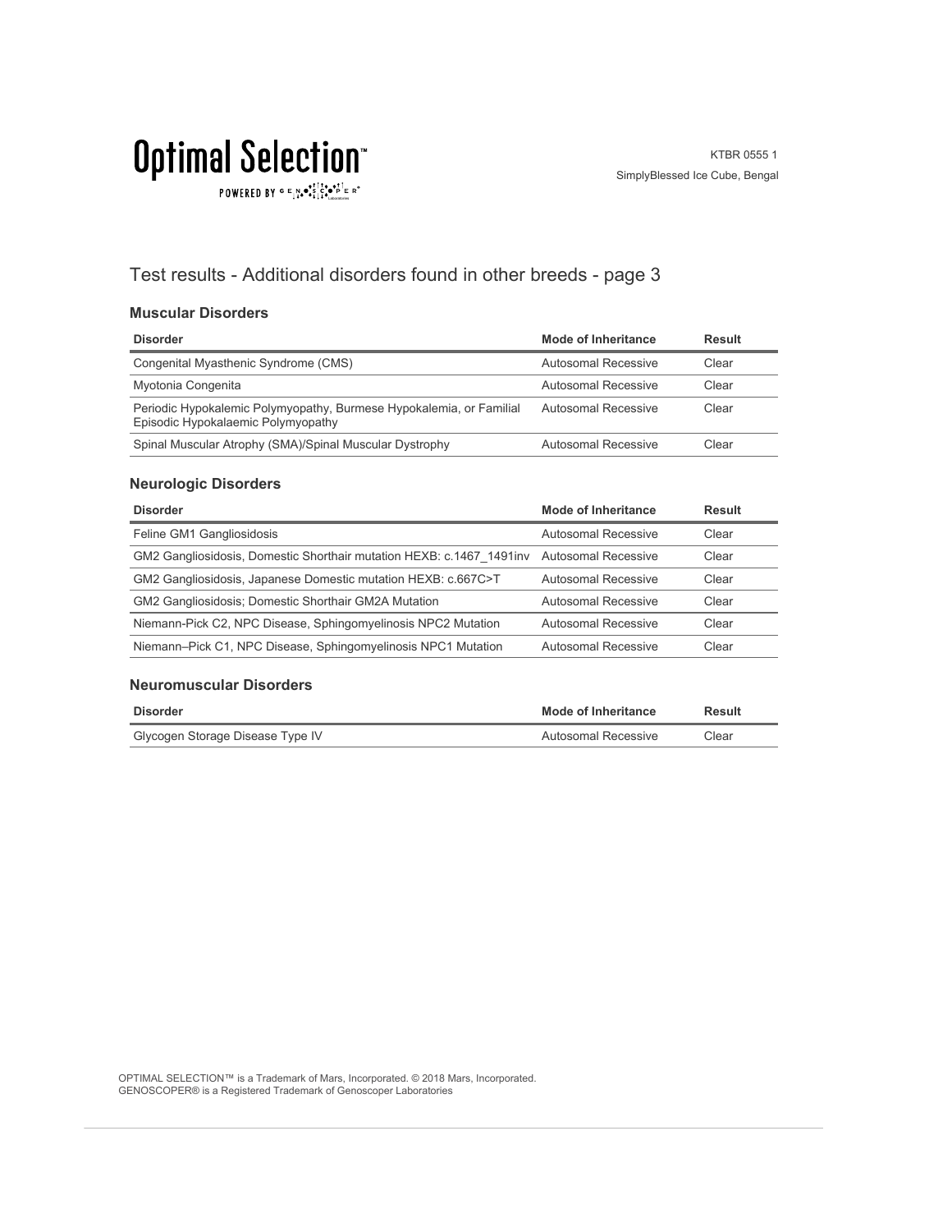## Test results - Additional disorders found in other breeds - page 3

### Muscular Disorders

| Disorder | Mode of Inheritance | Result |
|---|---|---|
| Congenital Myasthenic Syndrome (CMS) | Autosomal Recessive | Clear |
| Myotonia Congenita | Autosomal Recessive | Clear |
| Periodic Hypokalemic Polymyopathy, Burmese Hypokalemia, or Familial Episodic Hypokalaemic Polymyopathy | Autosomal Recessive | Clear |
| Spinal Muscular Atrophy (SMA)/Spinal Muscular Dystrophy | Autosomal Recessive | Clear |

### Neurologic Disorders

| Disorder | Mode of Inheritance | Result |
|---|---|---|
| Feline GM1 Gangliosidosis | Autosomal Recessive | Clear |
| GM2 Gangliosidosis, Domestic Shorthair mutation HEXB: c.1467_1491inv | Autosomal Recessive | Clear |
| GM2 Gangliosidosis, Japanese Domestic mutation HEXB: c.667C>T | Autosomal Recessive | Clear |
| GM2 Gangliosidosis; Domestic Shorthair GM2A Mutation | Autosomal Recessive | Clear |
| Niemann-Pick C2, NPC Disease, Sphingomyelinosis NPC2 Mutation | Autosomal Recessive | Clear |
| Niemann–Pick C1, NPC Disease, Sphingomyelinosis NPC1 Mutation | Autosomal Recessive | Clear |

### Neuromuscular Disorders

| Disorder | Mode of Inheritance | Result |
|---|---|---|
| Glycogen Storage Disease Type IV | Autosomal Recessive | Clear |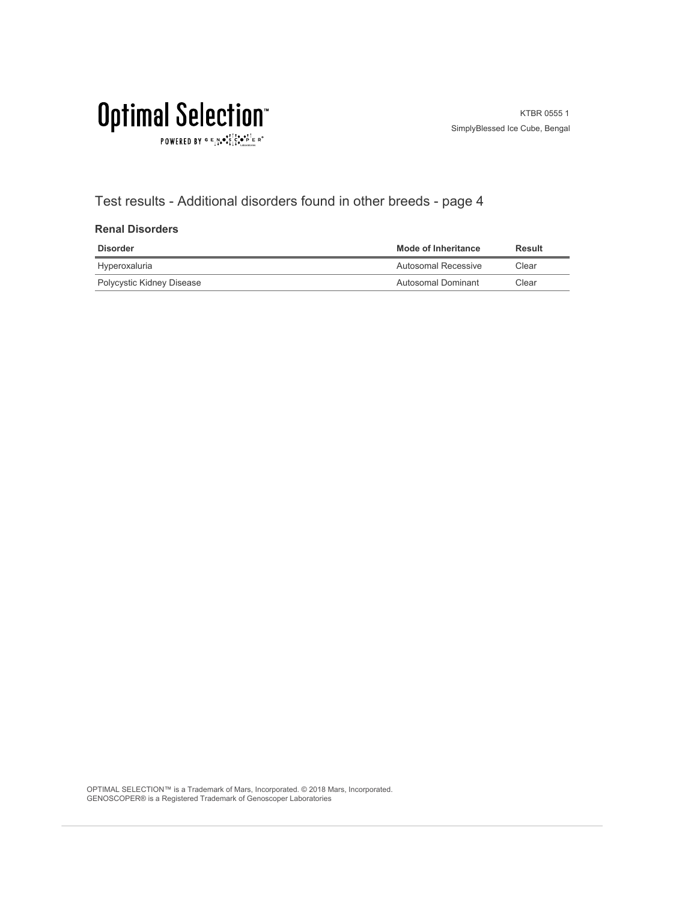## Test results - Additional disorders found in other breeds - page 4

### Renal Disorders

| Disorder | Mode of Inheritance | Result |
|---|---|---|
| Hyperoxaluria | Autosomal Recessive | Clear |
| Polycystic Kidney Disease | Autosomal Dominant | Clear |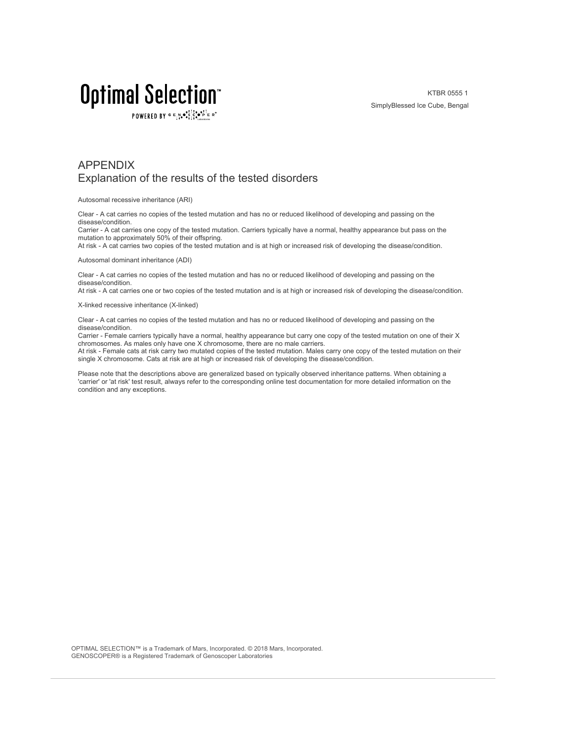# APPENDIX

## Explanation of the results of the tested disorders

Autosomal recessive inheritance (ARI)

Clear - A cat carries no copies of the tested mutation and has no or reduced likelihood of developing and passing on the disease/condition.
Carrier - A cat carries one copy of the tested mutation. Carriers typically have a normal, healthy appearance but pass on the mutation to approximately 50% of their offspring.
At risk - A cat carries two copies of the tested mutation and is at high or increased risk of developing the disease/condition.

Autosomal dominant inheritance (ADI)

Clear - A cat carries no copies of the tested mutation and has no or reduced likelihood of developing and passing on the disease/condition.
At risk - A cat carries one or two copies of the tested mutation and is at high or increased risk of developing the disease/condition.

X-linked recessive inheritance (X-linked)

Clear - A cat carries no copies of the tested mutation and has no or reduced likelihood of developing and passing on the disease/condition.
Carrier - Female carriers typically have a normal, healthy appearance but carry one copy of the tested mutation on one of their X chromosomes. As males only have one X chromosome, there are no male carriers.
At risk - Female cats at risk carry two mutated copies of the tested mutation. Males carry one copy of the tested mutation on their single X chromosome. Cats at risk are at high or increased risk of developing the disease/condition.

Please note that the descriptions above are generalized based on typically observed inheritance patterns. When obtaining a 'carrier' or 'at risk' test result, always refer to the corresponding online test documentation for more detailed information on the condition and any exceptions.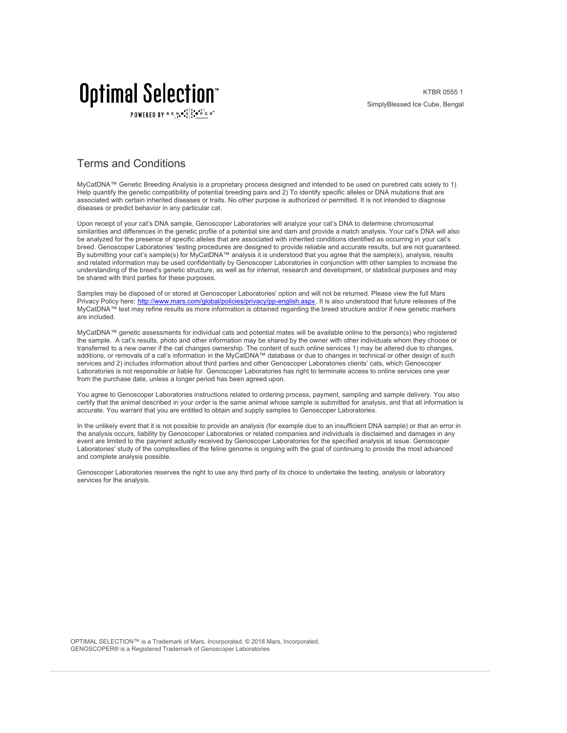# Optimal Selection™

POWERED BY GENOSCOPER Laboratories

KTBR 0555 1
SimplyBlessed Ice Cube, Bengal

## Terms and Conditions

MyCatDNA™ Genetic Breeding Analysis is a proprietary process designed and intended to be used on purebred cats solely to 1) Help quantify the genetic compatibility of potential breeding pairs and 2) To identify specific alleles or DNA mutations that are associated with certain inherited diseases or traits. No other purpose is authorized or permitted. It is not intended to diagnose diseases or predict behavior in any particular cat.

Upon receipt of your cat's DNA sample, Genoscoper Laboratories will analyze your cat's DNA to determine chromosomal similarities and differences in the genetic profile of a potential sire and dam and provide a match analysis. Your cat's DNA will also be analyzed for the presence of specific alleles that are associated with inherited conditions identified as occurring in your cat's breed. Genoscoper Laboratories' testing procedures are designed to provide reliable and accurate results, but are not guaranteed. By submitting your cat's sample(s) for MyCatDNA™ analysis it is understood that you agree that the sample(s), analysis, results and related information may be used confidentially by Genoscoper Laboratories in conjunction with other samples to increase the understanding of the breed's genetic structure, as well as for internal, research and development, or statistical purposes and may be shared with third parties for these purposes.

Samples may be disposed of or stored at Genoscoper Laboratories' option and will not be returned. Please view the full Mars Privacy Policy here: [http://www.mars.com/global/policies/privacy/pp-english.aspx](http://www.mars.com/global/policies/privacy/pp-english.aspx). It is also understood that future releases of the MyCatDNA™ test may refine results as more information is obtained regarding the breed structure and/or if new genetic markers are included.

MyCatDNA™ genetic assessments for individual cats and potential mates will be available online to the person(s) who registered the sample. A cat's results, photo and other information may be shared by the owner with other individuals whom they choose or transferred to a new owner if the cat changes ownership. The content of such online services 1) may be altered due to changes, additions, or removals of a cat's information in the MyCatDNA™ database or due to changes in technical or other design of such services and 2) includes information about third parties and other Genoscoper Laboratories clients' cats, which Genoscoper Laboratories is not responsible or liable for. Genoscoper Laboratories has right to terminate access to online services one year from the purchase date, unless a longer period has been agreed upon.

You agree to Genoscoper Laboratories instructions related to ordering process, payment, sampling and sample delivery. You also certify that the animal described in your order is the same animal whose sample is submitted for analysis, and that all information is accurate. You warrant that you are entitled to obtain and supply samples to Genoscoper Laboratories.

In the unlikely event that it is not possible to provide an analysis (for example due to an insufficient DNA sample) or that an error in the analysis occurs, liability by Genoscoper Laboratories or related companies and individuals is disclaimed and damages in any event are limited to the payment actually received by Genoscoper Laboratories for the specified analysis at issue. Genoscoper Laboratories' study of the complexities of the feline genome is ongoing with the goal of continuing to provide the most advanced and complete analysis possible.

Genoscoper Laboratories reserves the right to use any third party of its choice to undertake the testing, analysis or laboratory services for the analysis.

OPTIMAL SELECTION™ is a Trademark of Mars, Incorporated. © 2018 Mars, Incorporated.
GENOSCOPER® is a Registered Trademark of Genoscoper Laboratories